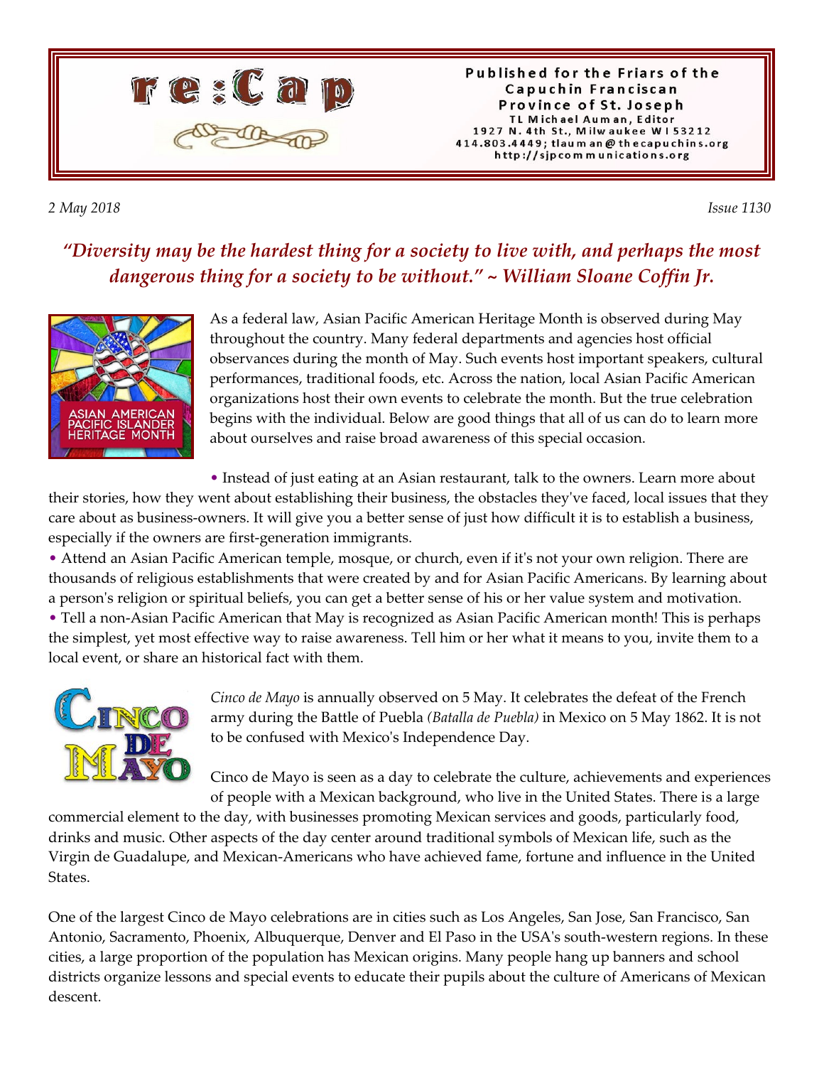# re:Cap

Published for the Friars of the Capuchin Franciscan Province of St. Joseph
TL Michael Auman, Editor
1927 N. 4th St., Milwaukee WI 53212
414.803.4449; tlauman@thecapuchins.org
http://sjpcommunications.org

*2 May 2018* *Issue 1130*

***"Diversity may be the hardest thing for a society to live with, and perhaps the most dangerous thing for a society to be without." ~ William Sloane Coffin Jr.***

As a federal law, Asian Pacific American Heritage Month is observed during May throughout the country. Many federal departments and agencies host official observances during the month of May. Such events host important speakers, cultural performances, traditional foods, etc. Across the nation, local Asian Pacific American organizations host their own events to celebrate the month. But the true celebration begins with the individual. Below are good things that all of us can do to learn more about ourselves and raise broad awareness of this special occasion.

- Instead of just eating at an Asian restaurant, talk to the owners. Learn more about their stories, how they went about establishing their business, the obstacles they've faced, local issues that they care about as business-owners. It will give you a better sense of just how difficult it is to establish a business, especially if the owners are first-generation immigrants.
- Attend an Asian Pacific American temple, mosque, or church, even if it's not your own religion. There are thousands of religious establishments that were created by and for Asian Pacific Americans. By learning about a person's religion or spiritual beliefs, you can get a better sense of his or her value system and motivation.
- Tell a non-Asian Pacific American that May is recognized as Asian Pacific American month! This is perhaps the simplest, yet most effective way to raise awareness. Tell him or her what it means to you, invite them to a local event, or share an historical fact with them.

*Cinco de Mayo* is annually observed on 5 May. It celebrates the defeat of the French army during the Battle of Puebla *(Batalla de Puebla)* in Mexico on 5 May 1862. It is not to be confused with Mexico's Independence Day.

Cinco de Mayo is seen as a day to celebrate the culture, achievements and experiences of people with a Mexican background, who live in the United States. There is a large commercial element to the day, with businesses promoting Mexican services and goods, particularly food, drinks and music. Other aspects of the day center around traditional symbols of Mexican life, such as the Virgin de Guadalupe, and Mexican-Americans who have achieved fame, fortune and influence in the United States.

One of the largest Cinco de Mayo celebrations are in cities such as Los Angeles, San Jose, San Francisco, San Antonio, Sacramento, Phoenix, Albuquerque, Denver and El Paso in the USA's south-western regions. In these cities, a large proportion of the population has Mexican origins. Many people hang up banners and school districts organize lessons and special events to educate their pupils about the culture of Americans of Mexican descent.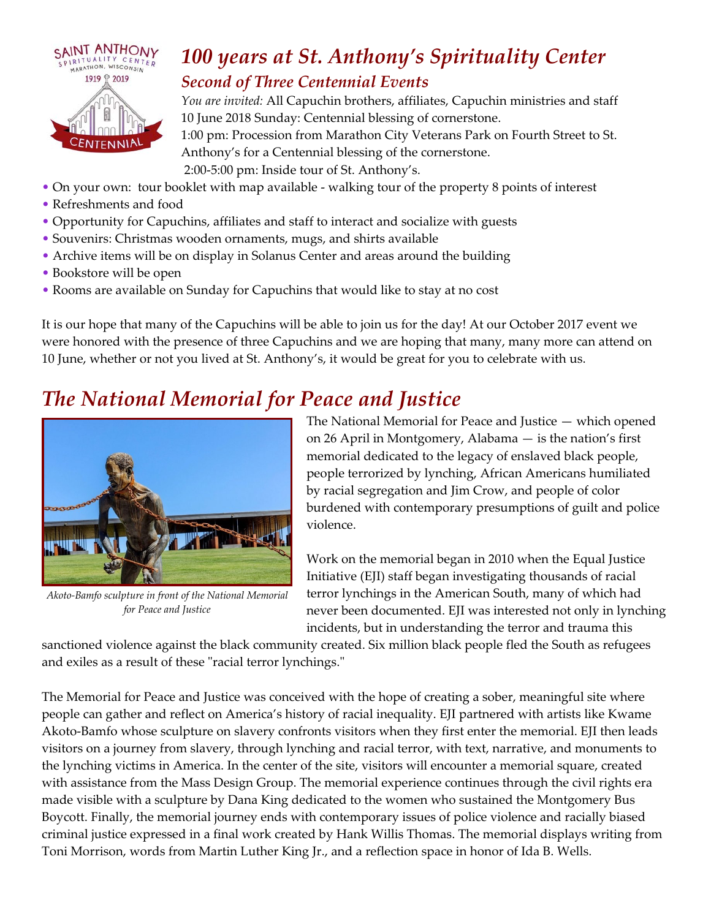# 100 years at St. Anthony's Spirituality Center

## Second of Three Centennial Events

*You are invited:* All Capuchin brothers, affiliates, Capuchin ministries and staff
10 June 2018 Sunday: Centennial blessing of cornerstone.
1:00 pm: Procession from Marathon City Veterans Park on Fourth Street to St. Anthony's for a Centennial blessing of the cornerstone.
2:00-5:00 pm: Inside tour of St. Anthony's.

- On your own: tour booklet with map available - walking tour of the property 8 points of interest
- Refreshments and food
- Opportunity for Capuchins, affiliates and staff to interact and socialize with guests
- Souvenirs: Christmas wooden ornaments, mugs, and shirts available
- Archive items will be on display in Solanus Center and areas around the building
- Bookstore will be open
- Rooms are available on Sunday for Capuchins that would like to stay at no cost

It is our hope that many of the Capuchins will be able to join us for the day! At our October 2017 event we were honored with the presence of three Capuchins and we are hoping that many, many more can attend on 10 June, whether or not you lived at St. Anthony's, it would be great for you to celebrate with us.

# The National Memorial for Peace and Justice

*Akoto-Bamfo sculpture in front of the National Memorial for Peace and Justice*

The National Memorial for Peace and Justice — which opened on 26 April in Montgomery, Alabama — is the nation's first memorial dedicated to the legacy of enslaved black people, people terrorized by lynching, African Americans humiliated by racial segregation and Jim Crow, and people of color burdened with contemporary presumptions of guilt and police violence.

Work on the memorial began in 2010 when the Equal Justice Initiative (EJI) staff began investigating thousands of racial terror lynchings in the American South, many of which had never been documented. EJI was interested not only in lynching incidents, but in understanding the terror and trauma this sanctioned violence against the black community created. Six million black people fled the South as refugees and exiles as a result of these "racial terror lynchings."

The Memorial for Peace and Justice was conceived with the hope of creating a sober, meaningful site where people can gather and reflect on America's history of racial inequality. EJI partnered with artists like Kwame Akoto-Bamfo whose sculpture on slavery confronts visitors when they first enter the memorial. EJI then leads visitors on a journey from slavery, through lynching and racial terror, with text, narrative, and monuments to the lynching victims in America. In the center of the site, visitors will encounter a memorial square, created with assistance from the Mass Design Group. The memorial experience continues through the civil rights era made visible with a sculpture by Dana King dedicated to the women who sustained the Montgomery Bus Boycott. Finally, the memorial journey ends with contemporary issues of police violence and racially biased criminal justice expressed in a final work created by Hank Willis Thomas. The memorial displays writing from Toni Morrison, words from Martin Luther King Jr., and a reflection space in honor of Ida B. Wells.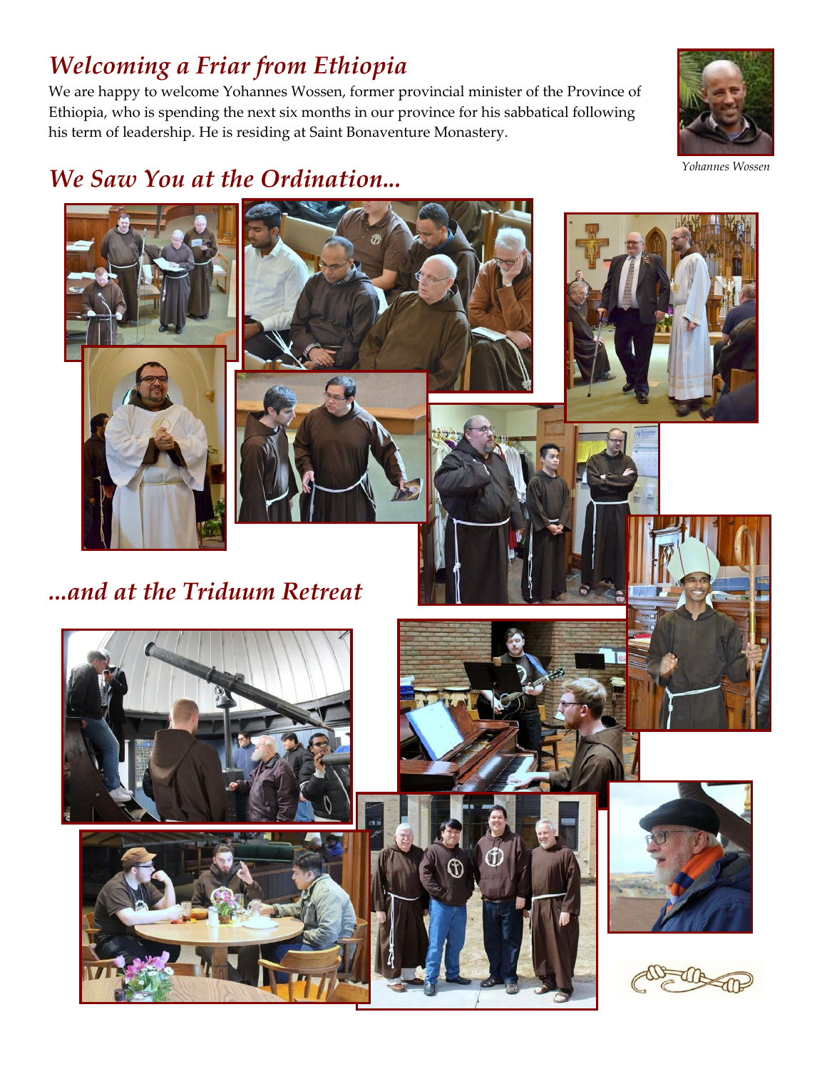## *Welcoming a Friar from Ethiopia*

We are happy to welcome Yohannes Wossen, former provincial minister of the Province of Ethiopia, who is spending the next six months in our province for his sabbatical following his term of leadership. He is residing at Saint Bonaventure Monastery.

*Yohannes Wossen*

## *We Saw You at the Ordination...*

## *...and at the Triduum Retreat*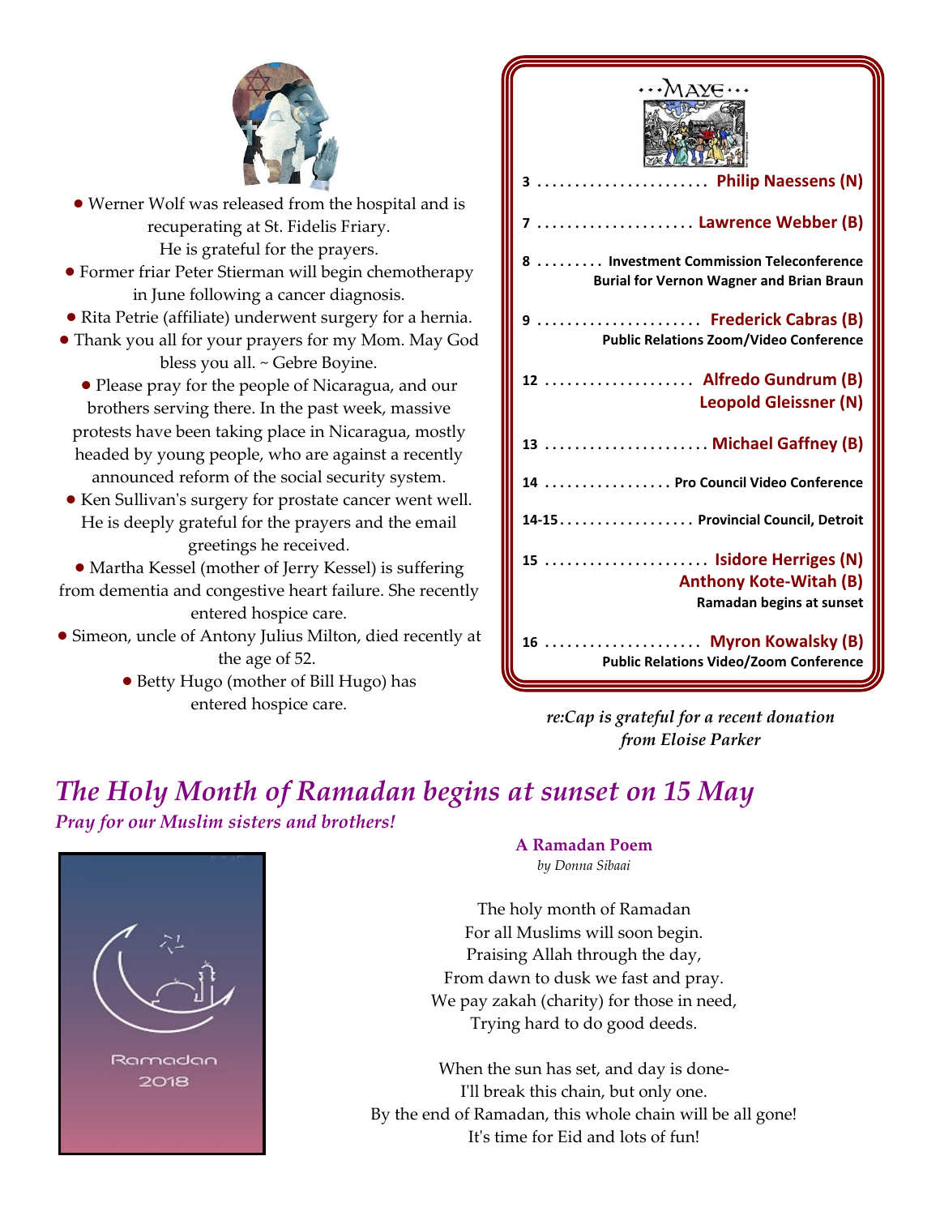- Werner Wolf was released from the hospital and is recuperating at St. Fidelis Friary. He is grateful for the prayers.
- Former friar Peter Stierman will begin chemotherapy in June following a cancer diagnosis.
- Rita Petrie (affiliate) underwent surgery for a hernia.
- Thank you all for your prayers for my Mom. May God bless you all. ~ Gebre Boyine.
- Please pray for the people of Nicaragua, and our brothers serving there. In the past week, massive protests have been taking place in Nicaragua, mostly headed by young people, who are against a recently announced reform of the social security system.
- Ken Sullivan's surgery for prostate cancer went well. He is deeply grateful for the prayers and the email greetings he received.
- Martha Kessel (mother of Jerry Kessel) is suffering from dementia and congestive heart failure. She recently entered hospice care.
- Simeon, uncle of Antony Julius Milton, died recently at the age of 52.
- Betty Hugo (mother of Bill Hugo) has entered hospice care.

## Maye

| | |
|---|---|
| 3 | **Philip Naessens (N)** |
| 7 | **Lawrence Webber (B)** |
| 8 | Investment Commission Teleconference<br>Burial for Vernon Wagner and Brian Braun |
| 9 | **Frederick Cabras (B)**<br>Public Relations Zoom/Video Conference |
| 12 | **Alfredo Gundrum (B)**<br>**Leopold Gleissner (N)** |
| 13 | **Michael Gaffney (B)** |
| 14 | Pro Council Video Conference |
| 14-15 | Provincial Council, Detroit |
| 15 | **Isidore Herriges (N)**<br>**Anthony Kote-Witah (B)**<br>Ramadan begins at sunset |
| 16 | **Myron Kowalsky (B)**<br>Public Relations Video/Zoom Conference |

*re:Cap is grateful for a recent donation from Eloise Parker*

# *The Holy Month of Ramadan begins at sunset on 15 May*

***Pray for our Muslim sisters and brothers!***

Ramadan
2018

### A Ramadan Poem

*by Donna Sibaai*

The holy month of Ramadan
For all Muslims will soon begin.
Praising Allah through the day,
From dawn to dusk we fast and pray.
We pay zakah (charity) for those in need,
Trying hard to do good deeds.

When the sun has set, and day is done-
I'll break this chain, but only one.
By the end of Ramadan, this whole chain will be all gone!
It's time for Eid and lots of fun!